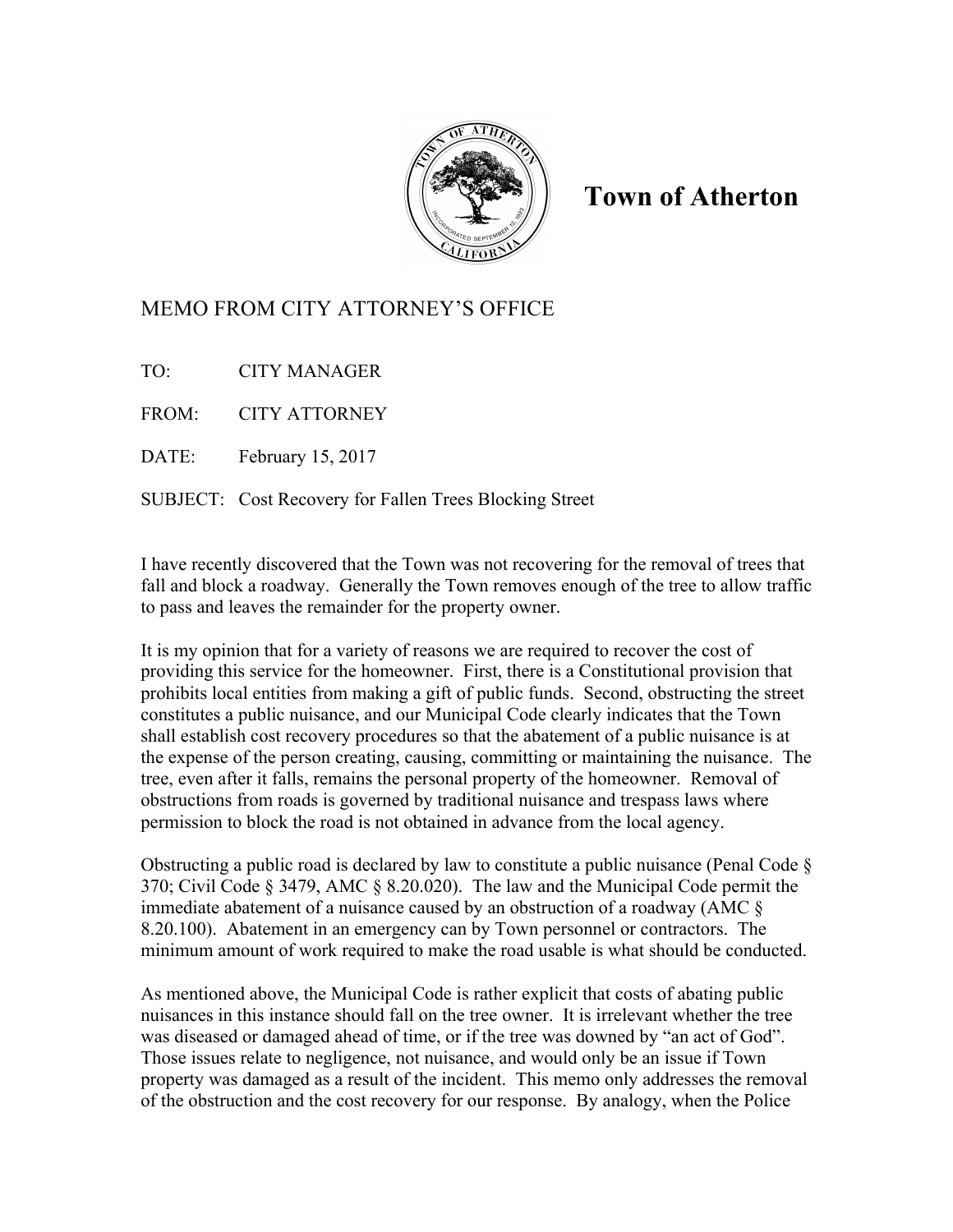# Town of Atherton

## MEMO FROM CITY ATTORNEY'S OFFICE

TO: CITY MANAGER

FROM: CITY ATTORNEY

DATE: February 15, 2017

SUBJECT: Cost Recovery for Fallen Trees Blocking Street

I have recently discovered that the Town was not recovering for the removal of trees that fall and block a roadway. Generally the Town removes enough of the tree to allow traffic to pass and leaves the remainder for the property owner.

It is my opinion that for a variety of reasons we are required to recover the cost of providing this service for the homeowner. First, there is a Constitutional provision that prohibits local entities from making a gift of public funds. Second, obstructing the street constitutes a public nuisance, and our Municipal Code clearly indicates that the Town shall establish cost recovery procedures so that the abatement of a public nuisance is at the expense of the person creating, causing, committing or maintaining the nuisance. The tree, even after it falls, remains the personal property of the homeowner. Removal of obstructions from roads is governed by traditional nuisance and trespass laws where permission to block the road is not obtained in advance from the local agency.

Obstructing a public road is declared by law to constitute a public nuisance (Penal Code § 370; Civil Code § 3479, AMC § 8.20.020). The law and the Municipal Code permit the immediate abatement of a nuisance caused by an obstruction of a roadway (AMC § 8.20.100). Abatement in an emergency can by Town personnel or contractors. The minimum amount of work required to make the road usable is what should be conducted.

As mentioned above, the Municipal Code is rather explicit that costs of abating public nuisances in this instance should fall on the tree owner. It is irrelevant whether the tree was diseased or damaged ahead of time, or if the tree was downed by "an act of God". Those issues relate to negligence, not nuisance, and would only be an issue if Town property was damaged as a result of the incident. This memo only addresses the removal of the obstruction and the cost recovery for our response. By analogy, when the Police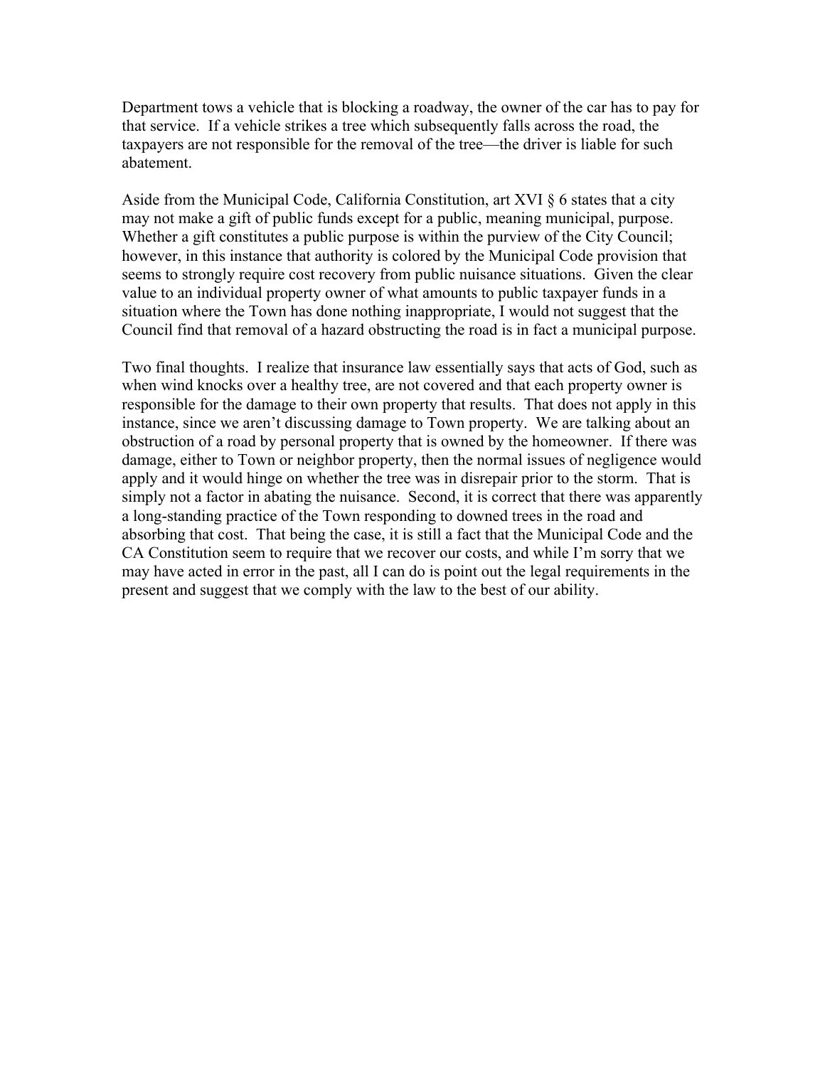Department tows a vehicle that is blocking a roadway, the owner of the car has to pay for that service. If a vehicle strikes a tree which subsequently falls across the road, the taxpayers are not responsible for the removal of the tree—the driver is liable for such abatement.

Aside from the Municipal Code, California Constitution, art XVI § 6 states that a city may not make a gift of public funds except for a public, meaning municipal, purpose. Whether a gift constitutes a public purpose is within the purview of the City Council; however, in this instance that authority is colored by the Municipal Code provision that seems to strongly require cost recovery from public nuisance situations. Given the clear value to an individual property owner of what amounts to public taxpayer funds in a situation where the Town has done nothing inappropriate, I would not suggest that the Council find that removal of a hazard obstructing the road is in fact a municipal purpose.

Two final thoughts. I realize that insurance law essentially says that acts of God, such as when wind knocks over a healthy tree, are not covered and that each property owner is responsible for the damage to their own property that results. That does not apply in this instance, since we aren't discussing damage to Town property. We are talking about an obstruction of a road by personal property that is owned by the homeowner. If there was damage, either to Town or neighbor property, then the normal issues of negligence would apply and it would hinge on whether the tree was in disrepair prior to the storm. That is simply not a factor in abating the nuisance. Second, it is correct that there was apparently a long-standing practice of the Town responding to downed trees in the road and absorbing that cost. That being the case, it is still a fact that the Municipal Code and the CA Constitution seem to require that we recover our costs, and while I'm sorry that we may have acted in error in the past, all I can do is point out the legal requirements in the present and suggest that we comply with the law to the best of our ability.